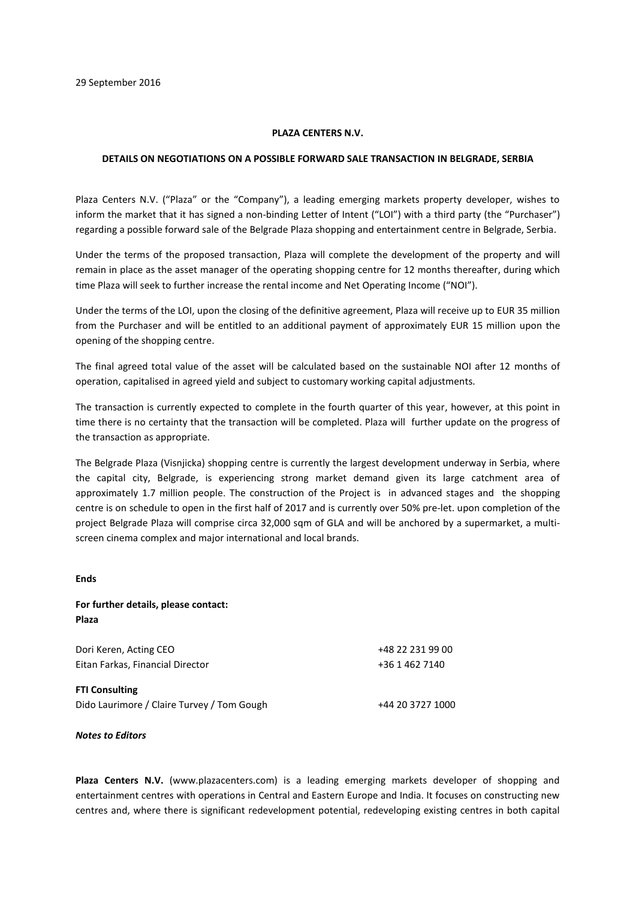29 September 2016

**PLAZA CENTERS N.V.**

**DETAILS ON NEGOTIATIONS ON A POSSIBLE FORWARD SALE TRANSACTION IN BELGRADE, SERBIA**

Plaza Centers N.V. ("Plaza" or the "Company"), a leading emerging markets property developer, wishes to inform the market that it has signed a non-binding Letter of Intent ("LOI") with a third party (the "Purchaser") regarding a possible forward sale of the Belgrade Plaza shopping and entertainment centre in Belgrade, Serbia.

Under the terms of the proposed transaction, Plaza will complete the development of the property and will remain in place as the asset manager of the operating shopping centre for 12 months thereafter, during which time Plaza will seek to further increase the rental income and Net Operating Income ("NOI").

Under the terms of the LOI, upon the closing of the definitive agreement, Plaza will receive up to EUR 35 million from the Purchaser and will be entitled to an additional payment of approximately EUR 15 million upon the opening of the shopping centre.

The final agreed total value of the asset will be calculated based on the sustainable NOI after 12 months of operation, capitalised in agreed yield and subject to customary working capital adjustments.

The transaction is currently expected to complete in the fourth quarter of this year, however, at this point in time there is no certainty that the transaction will be completed. Plaza will further update on the progress of the transaction as appropriate.

The Belgrade Plaza (Visnjicka) shopping centre is currently the largest development underway in Serbia, where the capital city, Belgrade, is experiencing strong market demand given its large catchment area of approximately 1.7 million people. The construction of the Project is in advanced stages and the shopping centre is on schedule to open in the first half of 2017 and is currently over 50% pre-let. upon completion of the project Belgrade Plaza will comprise circa 32,000 sqm of GLA and will be anchored by a supermarket, a multi-screen cinema complex and major international and local brands.

**Ends**

**For further details, please contact:**
**Plaza**

| | |
|---|---|
| Dori Keren, Acting CEO | +48 22 231 99 00 |
| Eitan Farkas, Financial Director | +36 1 462 7140 |

**FTI Consulting**

| | |
|---|---|
| Dido Laurimore / Claire Turvey / Tom Gough | +44 20 3727 1000 |

***Notes to Editors***

**Plaza Centers N.V.** (www.plazacenters.com) is a leading emerging markets developer of shopping and entertainment centres with operations in Central and Eastern Europe and India. It focuses on constructing new centres and, where there is significant redevelopment potential, redeveloping existing centres in both capital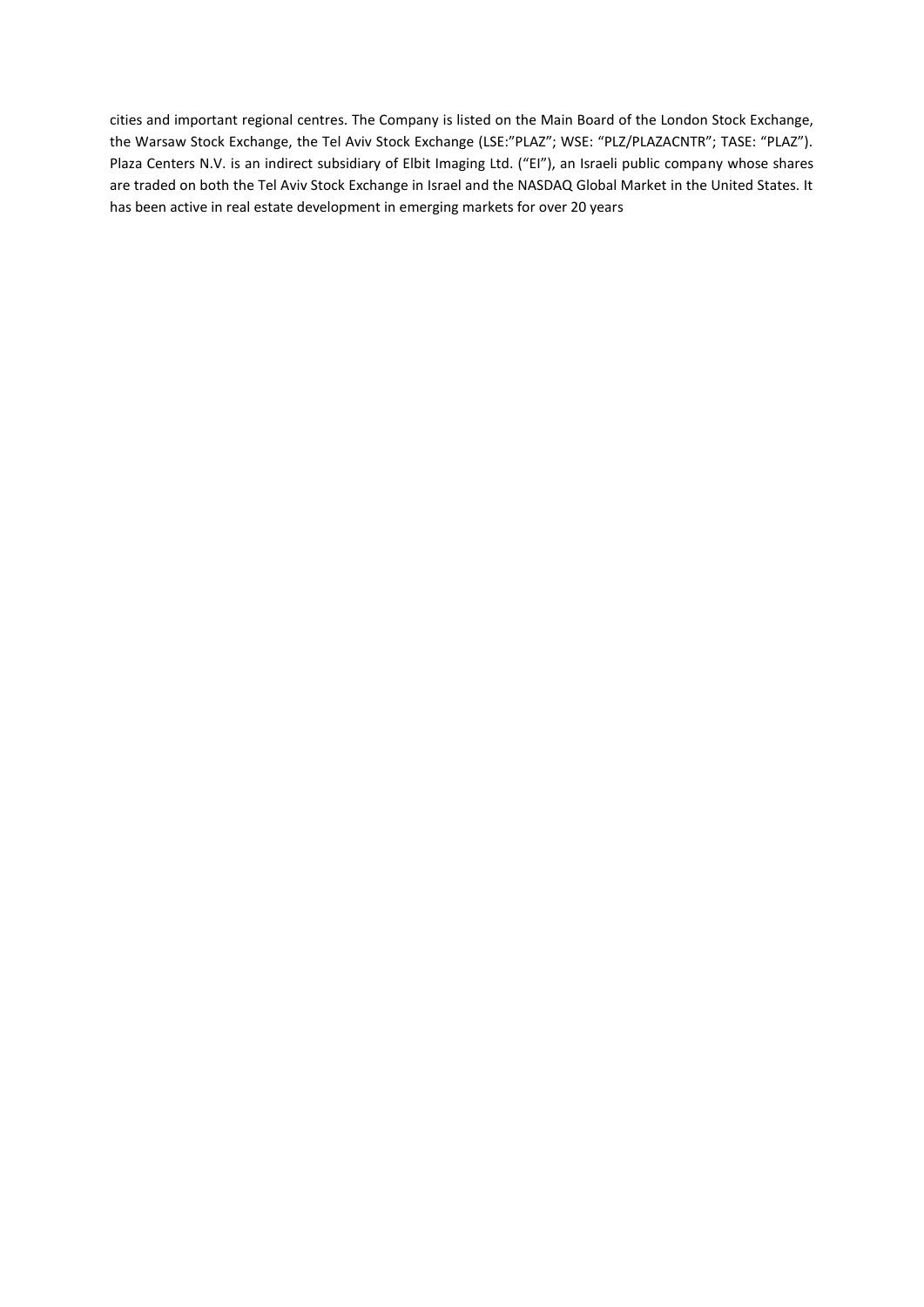cities and important regional centres. The Company is listed on the Main Board of the London Stock Exchange, the Warsaw Stock Exchange, the Tel Aviv Stock Exchange (LSE:"PLAZ"; WSE: "PLZ/PLAZACNTR"; TASE: "PLAZ"). Plaza Centers N.V. is an indirect subsidiary of Elbit Imaging Ltd. ("EI"), an Israeli public company whose shares are traded on both the Tel Aviv Stock Exchange in Israel and the NASDAQ Global Market in the United States. It has been active in real estate development in emerging markets for over 20 years